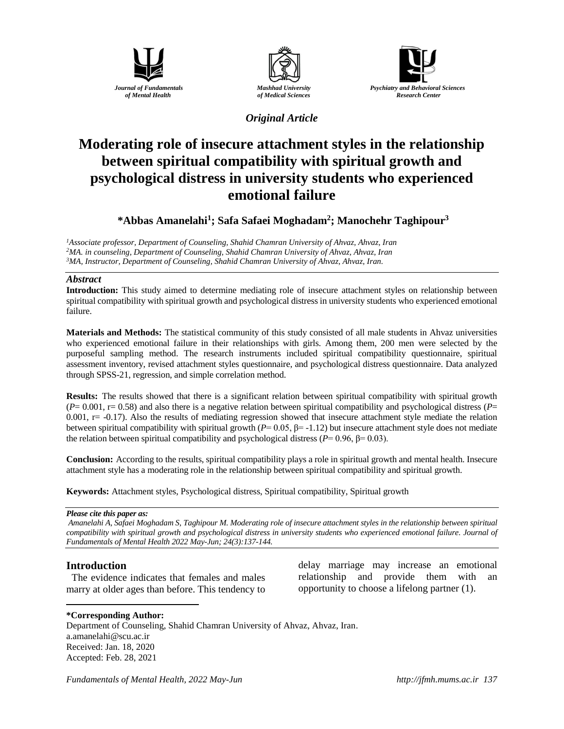Journal of Fundamentals of Mental Health

Mashhad University of Medical Sciences

Psychiatry and Behavioral Sciences Research Center

*Original Article*

# Moderating role of insecure attachment styles in the relationship between spiritual compatibility with spiritual growth and psychological distress in university students who experienced emotional failure

**\*Abbas Amanelahi[1]; Safa Safaei Moghadam[2]; Manochehr Taghipour[3]**

[1]*Associate professor, Department of Counseling, Shahid Chamran University of Ahvaz, Ahvaz, Iran*
[2]*MA. in counseling, Department of Counseling, Shahid Chamran University of Ahvaz, Ahvaz, Iran*
[3]*MA, Instructor, Department of Counseling, Shahid Chamran University of Ahvaz, Ahvaz, Iran.*

## *Abstract*

**Introduction:** This study aimed to determine mediating role of insecure attachment styles on relationship between spiritual compatibility with spiritual growth and psychological distress in university students who experienced emotional failure.

**Materials and Methods:** The statistical community of this study consisted of all male students in Ahvaz universities who experienced emotional failure in their relationships with girls. Among them, 200 men were selected by the purposeful sampling method. The research instruments included spiritual compatibility questionnaire, spiritual assessment inventory, revised attachment styles questionnaire, and psychological distress questionnaire. Data analyzed through SPSS-21, regression, and simple correlation method.

**Results:** The results showed that there is a significant relation between spiritual compatibility with spiritual growth ($P= 0.001$, $r= 0.58$) and also there is a negative relation between spiritual compatibility and psychological distress ($P= 0.001$, $r= -0.17$). Also the results of mediating regression showed that insecure attachment style mediate the relation between spiritual compatibility with spiritual growth ($P= 0.05$, $\beta= -1.12$) but insecure attachment style does not mediate the relation between spiritual compatibility and psychological distress ($P= 0.96$, $\beta= 0.03$).

**Conclusion:** According to the results, spiritual compatibility plays a role in spiritual growth and mental health. Insecure attachment style has a moderating role in the relationship between spiritual compatibility and spiritual growth.

**Keywords:** Attachment styles, Psychological distress, Spiritual compatibility, Spiritual growth

***Please cite this paper as:***
*Amanelahi A, Safaei Moghadam S, Taghipour M. Moderating role of insecure attachment styles in the relationship between spiritual compatibility with spiritual growth and psychological distress in university students who experienced emotional failure. Journal of Fundamentals of Mental Health 2022 May-Jun; 24(3):137-144.*

## Introduction

The evidence indicates that females and males marry at older ages than before. This tendency to delay marriage may increase an emotional relationship and provide them with an opportunity to choose a lifelong partner (1).

---

**\*Corresponding Author:**
Department of Counseling, Shahid Chamran University of Ahvaz, Ahvaz, Iran.
a.amanelahi@scu.ac.ir
Received: Jan. 18, 2020
Accepted: Feb. 28, 2021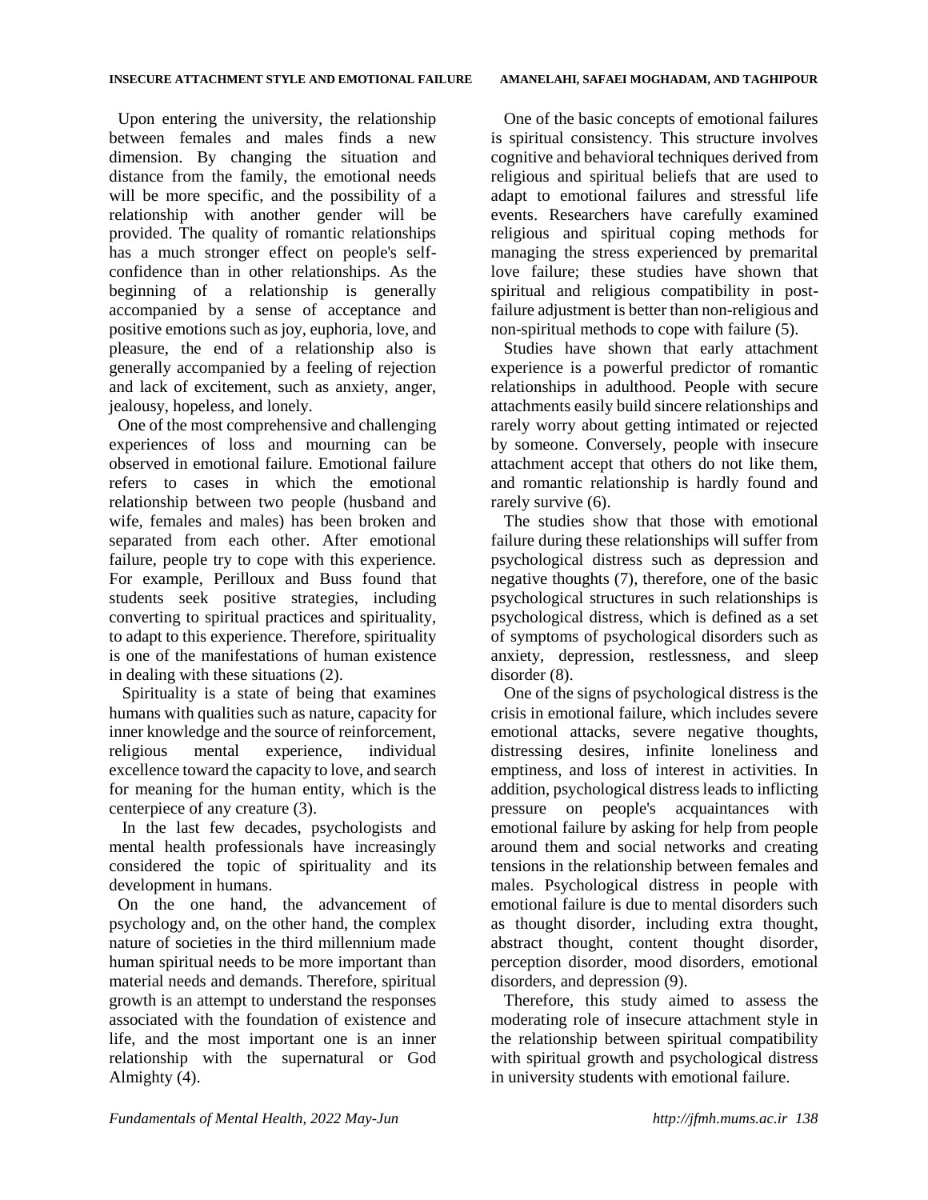Upon entering the university, the relationship between females and males finds a new dimension. By changing the situation and distance from the family, the emotional needs will be more specific, and the possibility of a relationship with another gender will be provided. The quality of romantic relationships has a much stronger effect on people's self-confidence than in other relationships. As the beginning of a relationship is generally accompanied by a sense of acceptance and positive emotions such as joy, euphoria, love, and pleasure, the end of a relationship also is generally accompanied by a feeling of rejection and lack of excitement, such as anxiety, anger, jealousy, hopeless, and lonely.

One of the most comprehensive and challenging experiences of loss and mourning can be observed in emotional failure. Emotional failure refers to cases in which the emotional relationship between two people (husband and wife, females and males) has been broken and separated from each other. After emotional failure, people try to cope with this experience. For example, Perilloux and Buss found that students seek positive strategies, including converting to spiritual practices and spirituality, to adapt to this experience. Therefore, spirituality is one of the manifestations of human existence in dealing with these situations (2).

Spirituality is a state of being that examines humans with qualities such as nature, capacity for inner knowledge and the source of reinforcement, religious mental experience, individual excellence toward the capacity to love, and search for meaning for the human entity, which is the centerpiece of any creature (3).

In the last few decades, psychologists and mental health professionals have increasingly considered the topic of spirituality and its development in humans.

On the one hand, the advancement of psychology and, on the other hand, the complex nature of societies in the third millennium made human spiritual needs to be more important than material needs and demands. Therefore, spiritual growth is an attempt to understand the responses associated with the foundation of existence and life, and the most important one is an inner relationship with the supernatural or God Almighty (4).

One of the basic concepts of emotional failures is spiritual consistency. This structure involves cognitive and behavioral techniques derived from religious and spiritual beliefs that are used to adapt to emotional failures and stressful life events. Researchers have carefully examined religious and spiritual coping methods for managing the stress experienced by premarital love failure; these studies have shown that spiritual and religious compatibility in post-failure adjustment is better than non-religious and non-spiritual methods to cope with failure (5).

Studies have shown that early attachment experience is a powerful predictor of romantic relationships in adulthood. People with secure attachments easily build sincere relationships and rarely worry about getting intimated or rejected by someone. Conversely, people with insecure attachment accept that others do not like them, and romantic relationship is hardly found and rarely survive (6).

The studies show that those with emotional failure during these relationships will suffer from psychological distress such as depression and negative thoughts (7), therefore, one of the basic psychological structures in such relationships is psychological distress, which is defined as a set of symptoms of psychological disorders such as anxiety, depression, restlessness, and sleep disorder (8).

One of the signs of psychological distress is the crisis in emotional failure, which includes severe emotional attacks, severe negative thoughts, distressing desires, infinite loneliness and emptiness, and loss of interest in activities. In addition, psychological distress leads to inflicting pressure on people's acquaintances with emotional failure by asking for help from people around them and social networks and creating tensions in the relationship between females and males. Psychological distress in people with emotional failure is due to mental disorders such as thought disorder, including extra thought, abstract thought, content thought disorder, perception disorder, mood disorders, emotional disorders, and depression (9).

Therefore, this study aimed to assess the moderating role of insecure attachment style in the relationship between spiritual compatibility with spiritual growth and psychological distress in university students with emotional failure.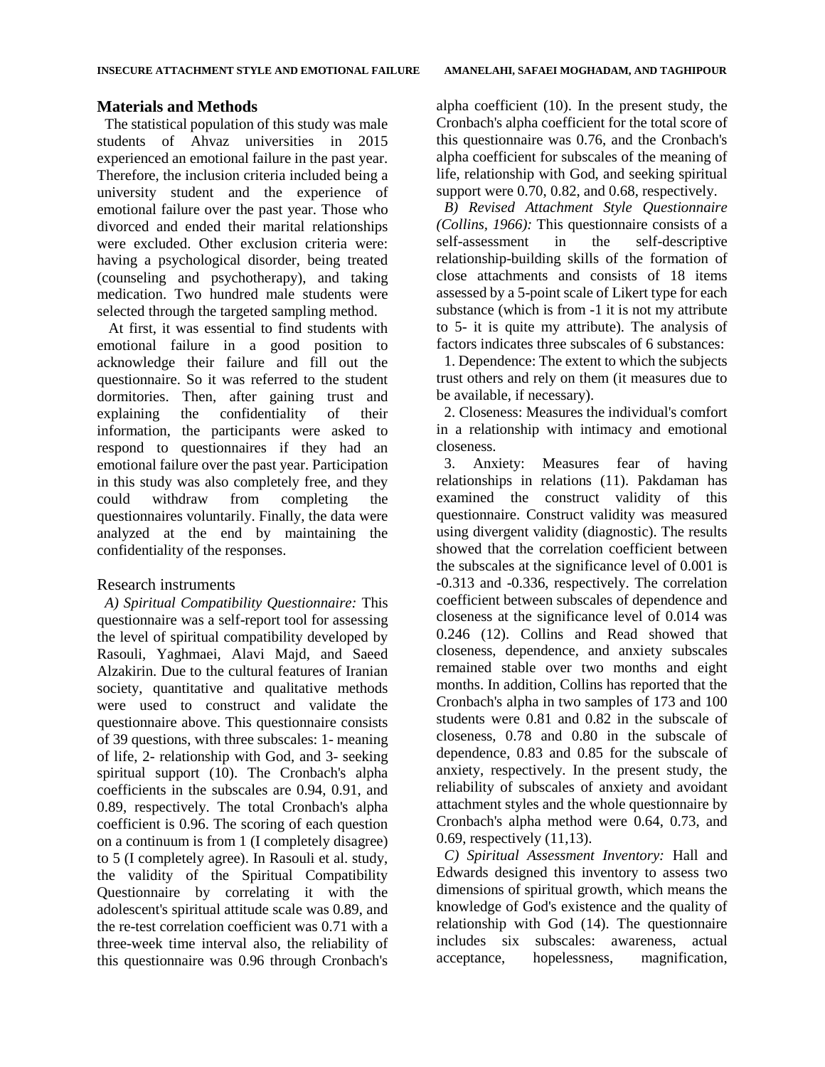## Materials and Methods

The statistical population of this study was male students of Ahvaz universities in 2015 experienced an emotional failure in the past year. Therefore, the inclusion criteria included being a university student and the experience of emotional failure over the past year. Those who divorced and ended their marital relationships were excluded. Other exclusion criteria were: having a psychological disorder, being treated (counseling and psychotherapy), and taking medication. Two hundred male students were selected through the targeted sampling method.

At first, it was essential to find students with emotional failure in a good position to acknowledge their failure and fill out the questionnaire. So it was referred to the student dormitories. Then, after gaining trust and explaining the confidentiality of their information, the participants were asked to respond to questionnaires if they had an emotional failure over the past year. Participation in this study was also completely free, and they could withdraw from completing the questionnaires voluntarily. Finally, the data were analyzed at the end by maintaining the confidentiality of the responses.

### Research instruments

*A) Spiritual Compatibility Questionnaire:* This questionnaire was a self-report tool for assessing the level of spiritual compatibility developed by Rasouli, Yaghmaei, Alavi Majd, and Saeed Alzakirin. Due to the cultural features of Iranian society, quantitative and qualitative methods were used to construct and validate the questionnaire above. This questionnaire consists of 39 questions, with three subscales: 1- meaning of life, 2- relationship with God, and 3- seeking spiritual support (10). The Cronbach's alpha coefficients in the subscales are 0.94, 0.91, and 0.89, respectively. The total Cronbach's alpha coefficient is 0.96. The scoring of each question on a continuum is from 1 (I completely disagree) to 5 (I completely agree). In Rasouli et al. study, the validity of the Spiritual Compatibility Questionnaire by correlating it with the adolescent's spiritual attitude scale was 0.89, and the re-test correlation coefficient was 0.71 with a three-week time interval also, the reliability of this questionnaire was 0.96 through Cronbach's alpha coefficient (10). In the present study, the Cronbach's alpha coefficient for the total score of this questionnaire was 0.76, and the Cronbach's alpha coefficient for subscales of the meaning of life, relationship with God, and seeking spiritual support were 0.70, 0.82, and 0.68, respectively.

*B) Revised Attachment Style Questionnaire (Collins, 1966):* This questionnaire consists of a self-assessment in the self-descriptive relationship-building skills of the formation of close attachments and consists of 18 items assessed by a 5-point scale of Likert type for each substance (which is from -1 it is not my attribute to 5- it is quite my attribute). The analysis of factors indicates three subscales of 6 substances:

1. Dependence: The extent to which the subjects trust others and rely on them (it measures due to be available, if necessary).
2. Closeness: Measures the individual's comfort in a relationship with intimacy and emotional closeness.
3. Anxiety: Measures fear of having relationships in relations (11). Pakdaman has examined the construct validity of this questionnaire. Construct validity was measured using divergent validity (diagnostic). The results showed that the correlation coefficient between the subscales at the significance level of 0.001 is -0.313 and -0.336, respectively. The correlation coefficient between subscales of dependence and closeness at the significance level of 0.014 was 0.246 (12). Collins and Read showed that closeness, dependence, and anxiety subscales remained stable over two months and eight months. In addition, Collins has reported that the Cronbach's alpha in two samples of 173 and 100 students were 0.81 and 0.82 in the subscale of closeness, 0.78 and 0.80 in the subscale of dependence, 0.83 and 0.85 for the subscale of anxiety, respectively. In the present study, the reliability of subscales of anxiety and avoidant attachment styles and the whole questionnaire by Cronbach's alpha method were 0.64, 0.73, and 0.69, respectively (11,13).

*C) Spiritual Assessment Inventory:* Hall and Edwards designed this inventory to assess two dimensions of spiritual growth, which means the knowledge of God's existence and the quality of relationship with God (14). The questionnaire includes six subscales: awareness, actual acceptance, hopelessness, magnification,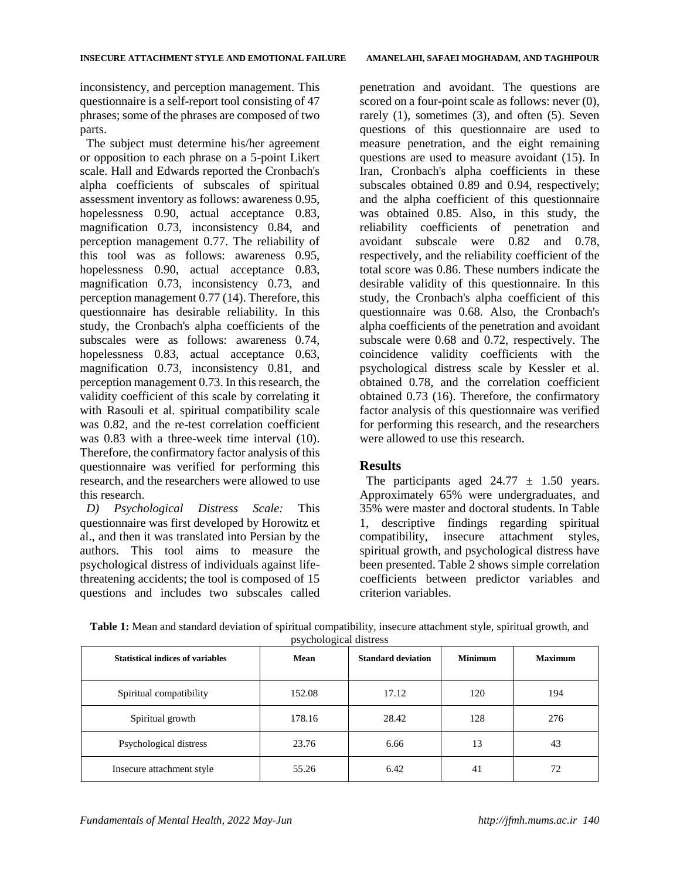inconsistency, and perception management. This questionnaire is a self-report tool consisting of 47 phrases; some of the phrases are composed of two parts.

The subject must determine his/her agreement or opposition to each phrase on a 5-point Likert scale. Hall and Edwards reported the Cronbach's alpha coefficients of subscales of spiritual assessment inventory as follows: awareness 0.95, hopelessness 0.90, actual acceptance 0.83, magnification 0.73, inconsistency 0.84, and perception management 0.77. The reliability of this tool was as follows: awareness 0.95, hopelessness 0.90, actual acceptance 0.83, magnification 0.73, inconsistency 0.73, and perception management 0.77 (14). Therefore, this questionnaire has desirable reliability. In this study, the Cronbach's alpha coefficients of the subscales were as follows: awareness 0.74, hopelessness 0.83, actual acceptance 0.63, magnification 0.73, inconsistency 0.81, and perception management 0.73. In this research, the validity coefficient of this scale by correlating it with Rasouli et al. spiritual compatibility scale was 0.82, and the re-test correlation coefficient was 0.83 with a three-week time interval (10). Therefore, the confirmatory factor analysis of this questionnaire was verified for performing this research, and the researchers were allowed to use this research.

*D) Psychological Distress Scale:* This questionnaire was first developed by Horowitz et al., and then it was translated into Persian by the authors. This tool aims to measure the psychological distress of individuals against life-threatening accidents; the tool is composed of 15 questions and includes two subscales called penetration and avoidant. The questions are scored on a four-point scale as follows: never (0), rarely (1), sometimes (3), and often (5). Seven questions of this questionnaire are used to measure penetration, and the eight remaining questions are used to measure avoidant (15). In Iran, Cronbach's alpha coefficients in these subscales obtained 0.89 and 0.94, respectively; and the alpha coefficient of this questionnaire was obtained 0.85. Also, in this study, the reliability coefficients of penetration and avoidant subscale were 0.82 and 0.78, respectively, and the reliability coefficient of the total score was 0.86. These numbers indicate the desirable validity of this questionnaire. In this study, the Cronbach's alpha coefficient of this questionnaire was 0.68. Also, the Cronbach's alpha coefficients of the penetration and avoidant subscale were 0.68 and 0.72, respectively. The coincidence validity coefficients with the psychological distress scale by Kessler et al. obtained 0.78, and the correlation coefficient obtained 0.73 (16). Therefore, the confirmatory factor analysis of this questionnaire was verified for performing this research, and the researchers were allowed to use this research.

## Results

The participants aged 24.77 ± 1.50 years. Approximately 65% were undergraduates, and 35% were master and doctoral students. In Table 1, descriptive findings regarding spiritual compatibility, insecure attachment styles, spiritual growth, and psychological distress have been presented. Table 2 shows simple correlation coefficients between predictor variables and criterion variables.

**Table 1:** Mean and standard deviation of spiritual compatibility, insecure attachment style, spiritual growth, and psychological distress

| Statistical indices of variables | Mean | Standard deviation | Minimum | Maximum |
|---|---|---|---|---|
| Spiritual compatibility | 152.08 | 17.12 | 120 | 194 |
| Spiritual growth | 178.16 | 28.42 | 128 | 276 |
| Psychological distress | 23.76 | 6.66 | 13 | 43 |
| Insecure attachment style | 55.26 | 6.42 | 41 | 72 |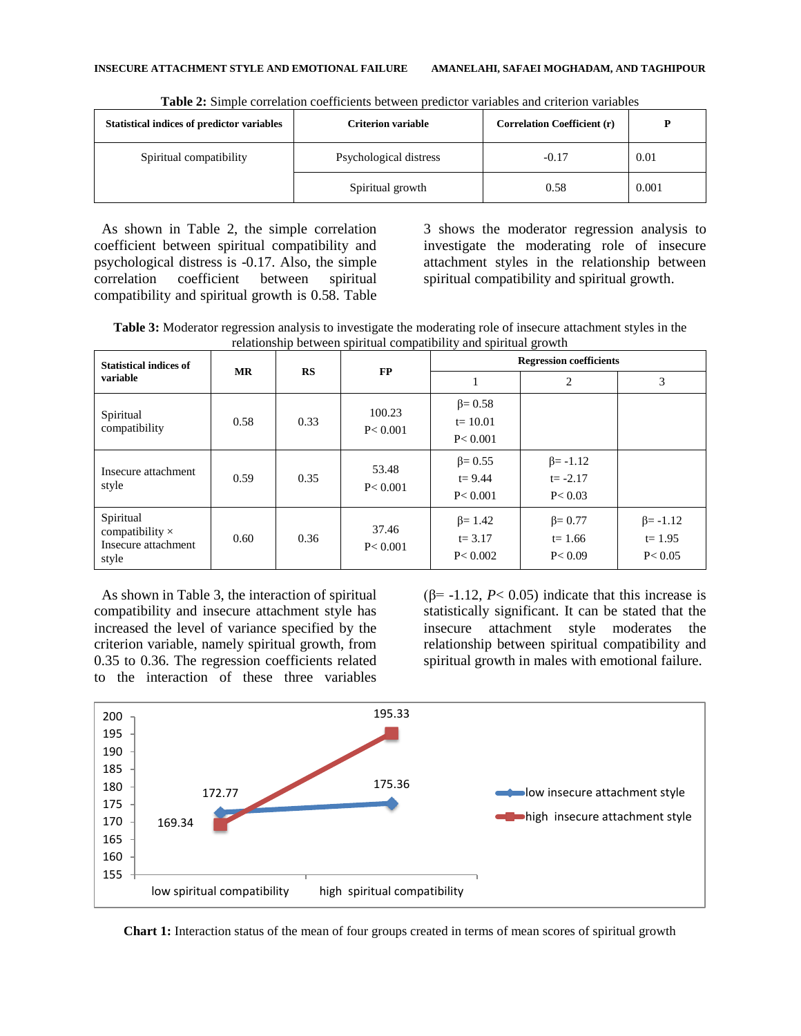**Table 2:** Simple correlation coefficients between predictor variables and criterion variables

| Statistical indices of predictor variables | Criterion variable | Correlation Coefficient (r) | P |
|---|---|---|---|
| Spiritual compatibility | Psychological distress | -0.17 | 0.01 |
| | Spiritual growth | 0.58 | 0.001 |

As shown in Table 2, the simple correlation coefficient between spiritual compatibility and psychological distress is -0.17. Also, the simple correlation coefficient between spiritual compatibility and spiritual growth is 0.58. Table 3 shows the moderator regression analysis to investigate the moderating role of insecure attachment styles in the relationship between spiritual compatibility and spiritual growth.

**Table 3:** Moderator regression analysis to investigate the moderating role of insecure attachment styles in the relationship between spiritual compatibility and spiritual growth

| Statistical indices of variable | MR | RS | FP | Regression coefficients | | |
|---|---|---|---|---|---|---|
| | | | | 1 | 2 | 3 |
| Spiritual compatibility | 0.58 | 0.33 | 100.23 P< 0.001 | β= 0.58 t= 10.01 P< 0.001 | | |
| Insecure attachment style | 0.59 | 0.35 | 53.48 P< 0.001 | β= 0.55 t= 9.44 P< 0.001 | β= -1.12 t= -2.17 P< 0.03 | |
| Spiritual compatibility × Insecure attachment style | 0.60 | 0.36 | 37.46 P< 0.001 | β= 1.42 t= 3.17 P< 0.002 | β= 0.77 t= 1.66 P< 0.09 | β= -1.12 t= 1.95 P< 0.05 |

As shown in Table 3, the interaction of spiritual compatibility and insecure attachment style has increased the level of variance specified by the criterion variable, namely spiritual growth, from 0.35 to 0.36. The regression coefficients related to the interaction of these three variables ($\beta = -1.12$, $P < 0.05$) indicate that this increase is statistically significant. It can be stated that the insecure attachment style moderates the relationship between spiritual compatibility and spiritual growth in males with emotional failure.

| | low spiritual compatibility | high spiritual compatibility |
|---|---|---|
| low insecure attachment style | 172.77 | 175.36 |
| high insecure attachment style | 169.34 | 195.33 |

**Chart 1:** Interaction status of the mean of four groups created in terms of mean scores of spiritual growth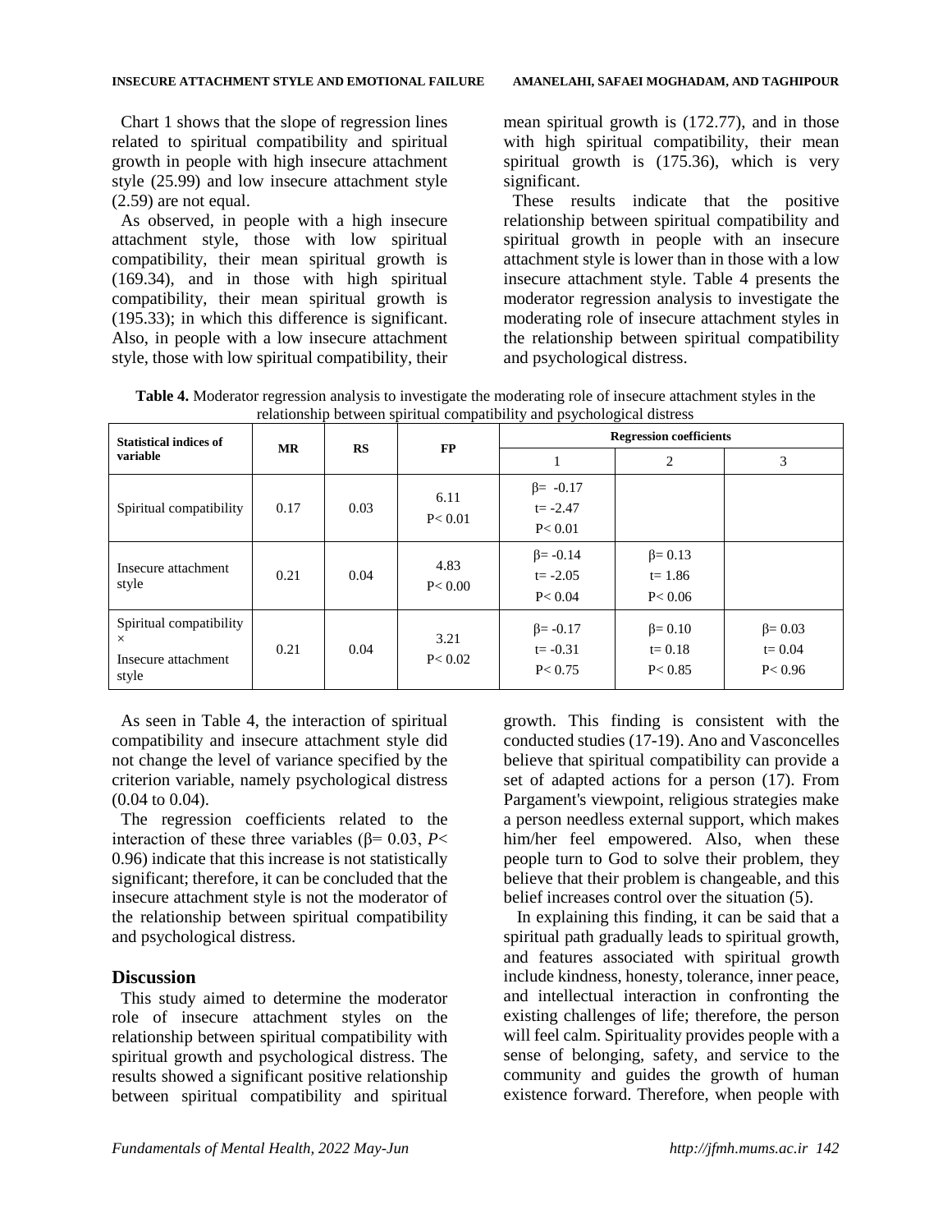Chart 1 shows that the slope of regression lines related to spiritual compatibility and spiritual growth in people with high insecure attachment style (25.99) and low insecure attachment style (2.59) are not equal.

As observed, in people with a high insecure attachment style, those with low spiritual compatibility, their mean spiritual growth is (169.34), and in those with high spiritual compatibility, their mean spiritual growth is (195.33); in which this difference is significant. Also, in people with a low insecure attachment style, those with low spiritual compatibility, their mean spiritual growth is (172.77), and in those with high spiritual compatibility, their mean spiritual growth is (175.36), which is very significant.

These results indicate that the positive relationship between spiritual compatibility and spiritual growth in people with an insecure attachment style is lower than in those with a low insecure attachment style. Table 4 presents the moderator regression analysis to investigate the moderating role of insecure attachment styles in the relationship between spiritual compatibility and psychological distress.

**Table 4.** Moderator regression analysis to investigate the moderating role of insecure attachment styles in the relationship between spiritual compatibility and psychological distress

| Statistical indices of variable | MR | RS | FP | Regression coefficients | | |
|---|---|---|---|---|---|---|
| | | | | 1 | 2 | 3 |
| Spiritual compatibility | 0.17 | 0.03 | 6.11 P< 0.01 | β= -0.17 t= -2.47 P< 0.01 | | |
| Insecure attachment style | 0.21 | 0.04 | 4.83 P< 0.00 | β= -0.14 t= -2.05 P< 0.04 | β= 0.13 t= 1.86 P< 0.06 | |
| Spiritual compatibility × Insecure attachment style | 0.21 | 0.04 | 3.21 P< 0.02 | β= -0.17 t= -0.31 P< 0.75 | β= 0.10 t= 0.18 P< 0.85 | β= 0.03 t= 0.04 P< 0.96 |

As seen in Table 4, the interaction of spiritual compatibility and insecure attachment style did not change the level of variance specified by the criterion variable, namely psychological distress (0.04 to 0.04).

The regression coefficients related to the interaction of these three variables (β= 0.03, *P*< 0.96) indicate that this increase is not statistically significant; therefore, it can be concluded that the insecure attachment style is not the moderator of the relationship between spiritual compatibility and psychological distress.

## Discussion

This study aimed to determine the moderator role of insecure attachment styles on the relationship between spiritual compatibility with spiritual growth and psychological distress. The results showed a significant positive relationship between spiritual compatibility and spiritual growth. This finding is consistent with the conducted studies (17-19). Ano and Vasconcelles believe that spiritual compatibility can provide a set of adapted actions for a person (17). From Pargament's viewpoint, religious strategies make a person needless external support, which makes him/her feel empowered. Also, when these people turn to God to solve their problem, they believe that their problem is changeable, and this belief increases control over the situation (5).

In explaining this finding, it can be said that a spiritual path gradually leads to spiritual growth, and features associated with spiritual growth include kindness, honesty, tolerance, inner peace, and intellectual interaction in confronting the existing challenges of life; therefore, the person will feel calm. Spirituality provides people with a sense of belonging, safety, and service to the community and guides the growth of human existence forward. Therefore, when people with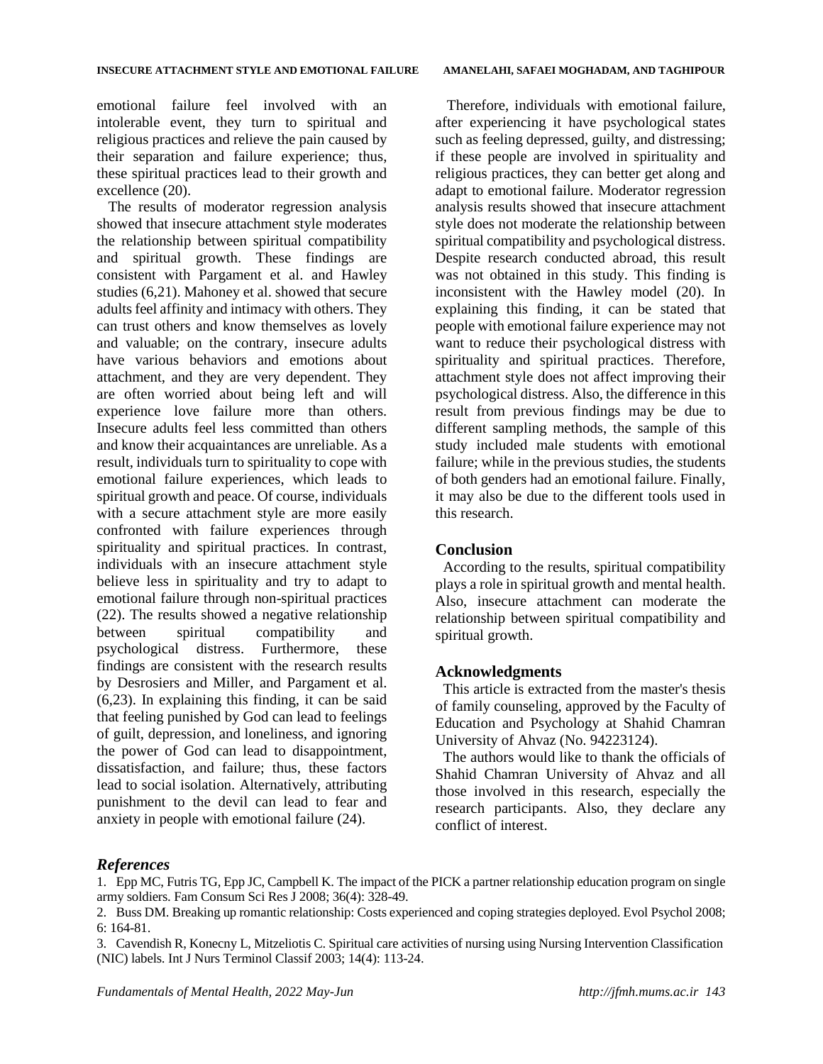emotional failure feel involved with an intolerable event, they turn to spiritual and religious practices and relieve the pain caused by their separation and failure experience; thus, these spiritual practices lead to their growth and excellence (20).

The results of moderator regression analysis showed that insecure attachment style moderates the relationship between spiritual compatibility and spiritual growth. These findings are consistent with Pargament et al. and Hawley studies (6,21). Mahoney et al. showed that secure adults feel affinity and intimacy with others. They can trust others and know themselves as lovely and valuable; on the contrary, insecure adults have various behaviors and emotions about attachment, and they are very dependent. They are often worried about being left and will experience love failure more than others. Insecure adults feel less committed than others and know their acquaintances are unreliable. As a result, individuals turn to spirituality to cope with emotional failure experiences, which leads to spiritual growth and peace. Of course, individuals with a secure attachment style are more easily confronted with failure experiences through spirituality and spiritual practices. In contrast, individuals with an insecure attachment style believe less in spirituality and try to adapt to emotional failure through non-spiritual practices (22). The results showed a negative relationship between spiritual compatibility and psychological distress. Furthermore, these findings are consistent with the research results by Desrosiers and Miller, and Pargament et al. (6,23). In explaining this finding, it can be said that feeling punished by God can lead to feelings of guilt, depression, and loneliness, and ignoring the power of God can lead to disappointment, dissatisfaction, and failure; thus, these factors lead to social isolation. Alternatively, attributing punishment to the devil can lead to fear and anxiety in people with emotional failure (24).

Therefore, individuals with emotional failure, after experiencing it have psychological states such as feeling depressed, guilty, and distressing; if these people are involved in spirituality and religious practices, they can better get along and adapt to emotional failure. Moderator regression analysis results showed that insecure attachment style does not moderate the relationship between spiritual compatibility and psychological distress. Despite research conducted abroad, this result was not obtained in this study. This finding is inconsistent with the Hawley model (20). In explaining this finding, it can be stated that people with emotional failure experience may not want to reduce their psychological distress with spirituality and spiritual practices. Therefore, attachment style does not affect improving their psychological distress. Also, the difference in this result from previous findings may be due to different sampling methods, the sample of this study included male students with emotional failure; while in the previous studies, the students of both genders had an emotional failure. Finally, it may also be due to the different tools used in this research.

## Conclusion

According to the results, spiritual compatibility plays a role in spiritual growth and mental health. Also, insecure attachment can moderate the relationship between spiritual compatibility and spiritual growth.

## Acknowledgments

This article is extracted from the master's thesis of family counseling, approved by the Faculty of Education and Psychology at Shahid Chamran University of Ahvaz (No. 94223124).

The authors would like to thank the officials of Shahid Chamran University of Ahvaz and all those involved in this research, especially the research participants. Also, they declare any conflict of interest.

## *References*

1. Epp MC, Futris TG, Epp JC, Campbell K. The impact of the PICK a partner relationship education program on single army soldiers. Fam Consum Sci Res J 2008; 36(4): 328-49.
2. Buss DM. Breaking up romantic relationship: Costs experienced and coping strategies deployed. Evol Psychol 2008; 6: 164-81.
3. Cavendish R, Konecny L, Mitzeliotis C. Spiritual care activities of nursing using Nursing Intervention Classification (NIC) labels. Int J Nurs Terminol Classif 2003; 14(4): 113-24.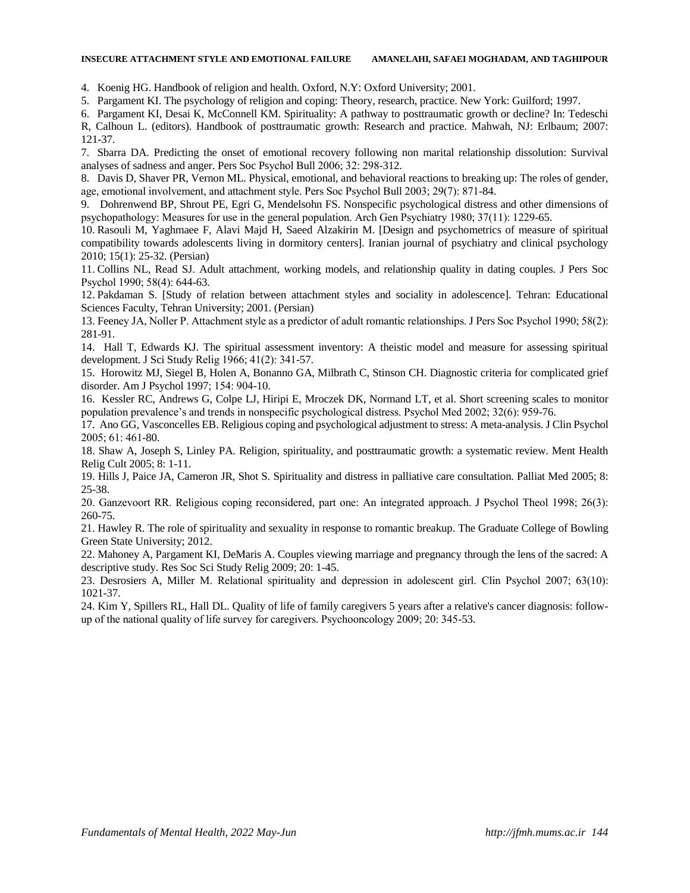4. Koenig HG. Handbook of religion and health. Oxford, N.Y: Oxford University; 2001.

5. Pargament KI. The psychology of religion and coping: Theory, research, practice. New York: Guilford; 1997.

6. Pargament KI, Desai K, McConnell KM. Spirituality: A pathway to posttraumatic growth or decline? In: Tedeschi R, Calhoun L. (editors). Handbook of posttraumatic growth: Research and practice. Mahwah, NJ: Erlbaum; 2007: 121-37.

7. Sbarra DA. Predicting the onset of emotional recovery following non marital relationship dissolution: Survival analyses of sadness and anger. Pers Soc Psychol Bull 2006; 32: 298-312.

8. Davis D, Shaver PR, Vernon ML. Physical, emotional, and behavioral reactions to breaking up: The roles of gender, age, emotional involvement, and attachment style. Pers Soc Psychol Bull 2003; 29(7): 871-84.

9. Dohrenwend BP, Shrout PE, Egri G, Mendelsohn FS. Nonspecific psychological distress and other dimensions of psychopathology: Measures for use in the general population. Arch Gen Psychiatry 1980; 37(11): 1229-65.

10. Rasouli M, Yaghmaee F, Alavi Majd H, Saeed Alzakirin M. [Design and psychometrics of measure of spiritual compatibility towards adolescents living in dormitory centers]. Iranian journal of psychiatry and clinical psychology 2010; 15(1): 25-32. (Persian)

11. Collins NL, Read SJ. Adult attachment, working models, and relationship quality in dating couples. J Pers Soc Psychol 1990; 58(4): 644-63.

12. Pakdaman S. [Study of relation between attachment styles and sociality in adolescence]. Tehran: Educational Sciences Faculty, Tehran University; 2001. (Persian)

13. Feeney JA, Noller P. Attachment style as a predictor of adult romantic relationships. J Pers Soc Psychol 1990; 58(2): 281-91.

14. Hall T, Edwards KJ. The spiritual assessment inventory: A theistic model and measure for assessing spiritual development. J Sci Study Relig 1966; 41(2): 341-57.

15. Horowitz MJ, Siegel B, Holen A, Bonanno GA, Milbrath C, Stinson CH. Diagnostic criteria for complicated grief disorder. Am J Psychol 1997; 154: 904-10.

16. Kessler RC, Andrews G, Colpe LJ, Hiripi E, Mroczek DK, Normand LT, et al. Short screening scales to monitor population prevalence's and trends in nonspecific psychological distress. Psychol Med 2002; 32(6): 959-76.

17. Ano GG, Vasconcelles EB. Religious coping and psychological adjustment to stress: A meta-analysis. J Clin Psychol 2005; 61: 461-80.

18. Shaw A, Joseph S, Linley PA. Religion, spirituality, and posttraumatic growth: a systematic review. Ment Health Relig Cult 2005; 8: 1-11.

19. Hills J, Paice JA, Cameron JR, Shot S. Spirituality and distress in palliative care consultation. Palliat Med 2005; 8: 25-38.

20. Ganzevoort RR. Religious coping reconsidered, part one: An integrated approach. J Psychol Theol 1998; 26(3): 260-75.

21. Hawley R. The role of spirituality and sexuality in response to romantic breakup. The Graduate College of Bowling Green State University; 2012.

22. Mahoney A, Pargament KI, DeMaris A. Couples viewing marriage and pregnancy through the lens of the sacred: A descriptive study. Res Soc Sci Study Relig 2009; 20: 1-45.

23. Desrosiers A, Miller M. Relational spirituality and depression in adolescent girl. Clin Psychol 2007; 63(10): 1021-37.

24. Kim Y, Spillers RL, Hall DL. Quality of life of family caregivers 5 years after a relative's cancer diagnosis: follow-up of the national quality of life survey for caregivers. Psychooncology 2009; 20: 345-53.